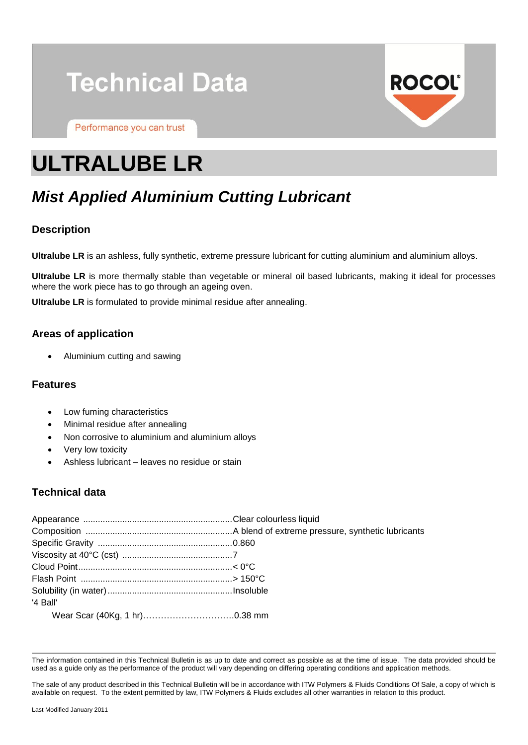# Technical Data

Performance you can trust

ROCOL

# ULTRALUBE LR

## *Mist Applied Aluminium Cutting Lubricant*

### Description

**Ultralube LR** is an ashless, fully synthetic, extreme pressure lubricant for cutting aluminium and aluminium alloys.

**Ultralube LR** is more thermally stable than vegetable or mineral oil based lubricants, making it ideal for processes where the work piece has to go through an ageing oven.

**Ultralube LR** is formulated to provide minimal residue after annealing.

### Areas of application

- Aluminium cutting and sawing

### Features

- Low fuming characteristics
- Minimal residue after annealing
- Non corrosive to aluminium and aluminium alloys
- Very low toxicity
- Ashless lubricant – leaves no residue or stain

### Technical data

Appearance ............................................................Clear colourless liquid
Composition ...........................................................A blend of extreme pressure, synthetic lubricants
Specific Gravity ......................................................0.860
Viscosity at 40°C (cst) ............................................7
Cloud Point..............................................................< 0°C
Flash Point .............................................................> 150°C
Solubility (in water)..................................................Insoluble
'4 Ball'
Wear Scar (40Kg, 1 hr)…………………………0.38 mm

---

The information contained in this Technical Bulletin is as up to date and correct as possible as at the time of issue. The data provided should be used as a guide only as the performance of the product will vary depending on differing operating conditions and application methods.

The sale of any product described in this Technical Bulletin will be in accordance with ITW Polymers & Fluids Conditions Of Sale, a copy of which is available on request. To the extent permitted by law, ITW Polymers & Fluids excludes all other warranties in relation to this product.

Last Modified January 2011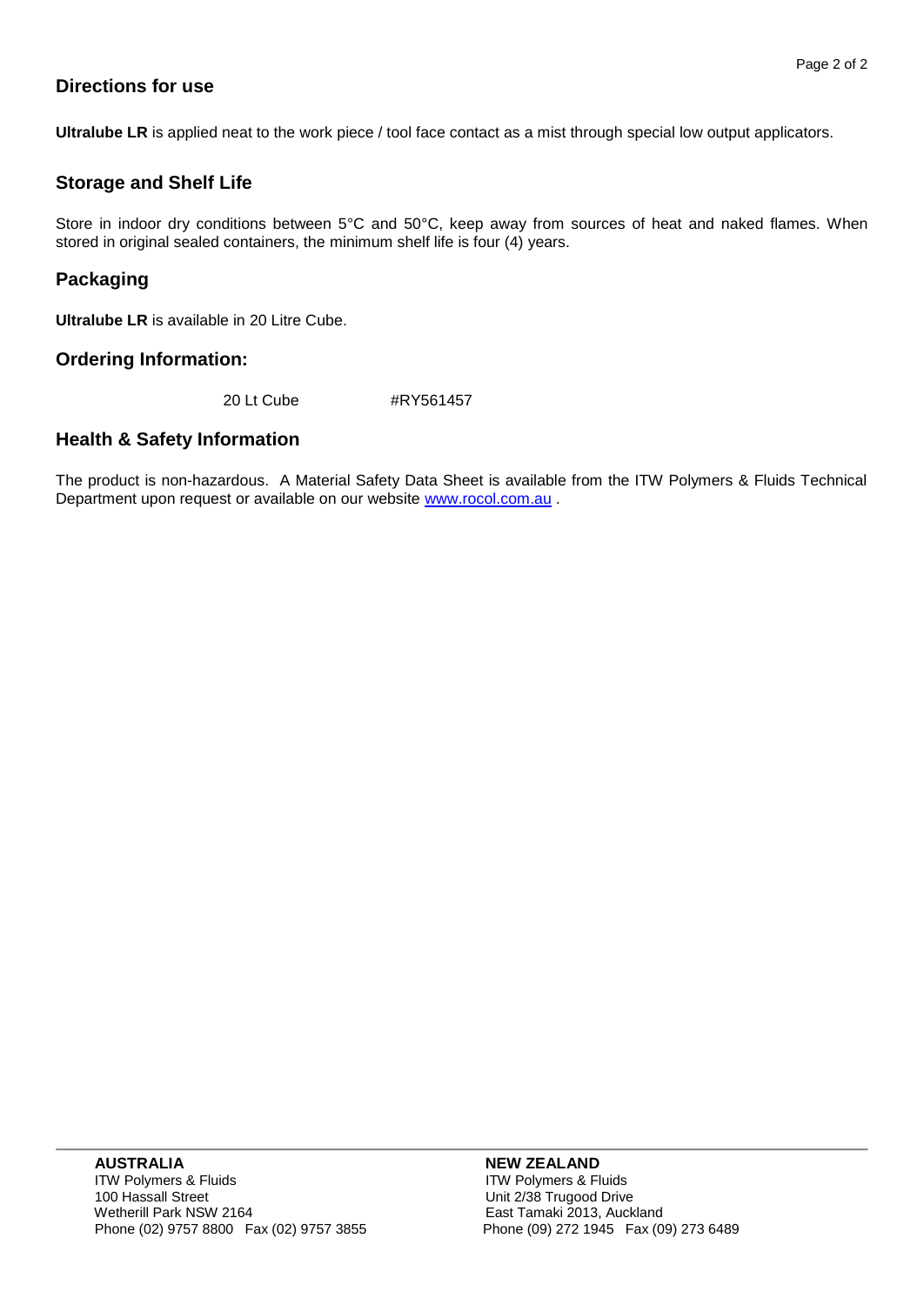## Directions for use

**Ultralube LR** is applied neat to the work piece / tool face contact as a mist through special low output applicators.

## Storage and Shelf Life

Store in indoor dry conditions between 5°C and 50°C, keep away from sources of heat and naked flames. When stored in original sealed containers, the minimum shelf life is four (4) years.

## Packaging

**Ultralube LR** is available in 20 Litre Cube.

## Ordering Information:

| | |
|---|---|
| 20 Lt Cube | #RY561457 |

## Health & Safety Information

The product is non-hazardous. A Material Safety Data Sheet is available from the ITW Polymers & Fluids Technical Department upon request or available on our website www.rocol.com.au .

**AUSTRALIA**
ITW Polymers & Fluids
100 Hassall Street
Wetherill Park NSW 2164
Phone (02) 9757 8800 Fax (02) 9757 3855

**NEW ZEALAND**
ITW Polymers & Fluids
Unit 2/38 Trugood Drive
East Tamaki 2013, Auckland
Phone (09) 272 1945 Fax (09) 273 6489